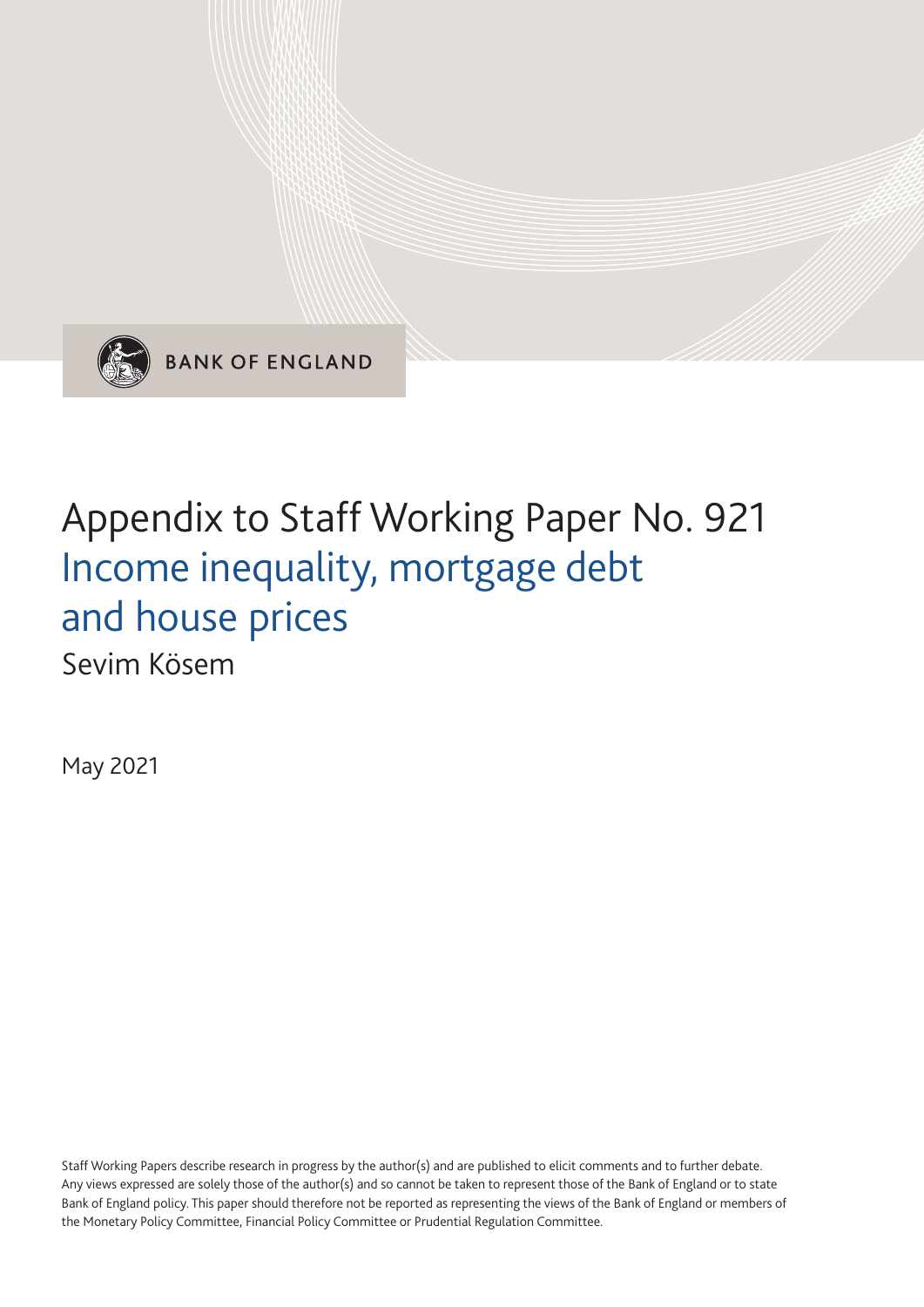BANK OF ENGLAND

# Appendix to Staff Working Paper No. 921
## Income inequality, mortgage debt and house prices

Sevim Kösem

May 2021

Staff Working Papers describe research in progress by the author(s) and are published to elicit comments and to further debate. Any views expressed are solely those of the author(s) and so cannot be taken to represent those of the Bank of England or to state Bank of England policy. This paper should therefore not be reported as representing the views of the Bank of England or members of the Monetary Policy Committee, Financial Policy Committee or Prudential Regulation Committee.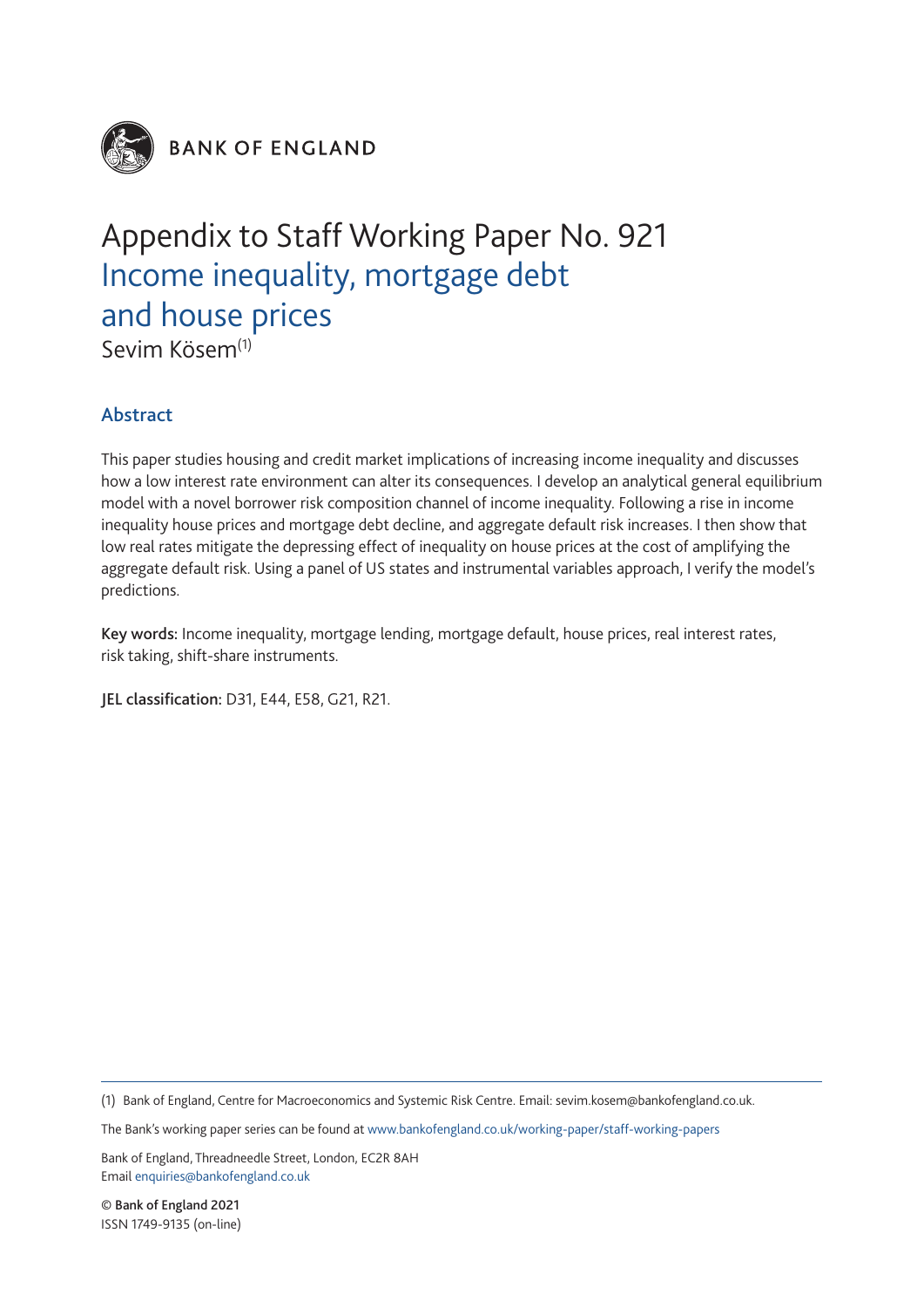BANK OF ENGLAND

# Appendix to Staff Working Paper No. 921
## Income inequality, mortgage debt and house prices

Sevim Kösem[1]

### Abstract

This paper studies housing and credit market implications of increasing income inequality and discusses how a low interest rate environment can alter its consequences. I develop an analytical general equilibrium model with a novel borrower risk composition channel of income inequality. Following a rise in income inequality house prices and mortgage debt decline, and aggregate default risk increases. I then show that low real rates mitigate the depressing effect of inequality on house prices at the cost of amplifying the aggregate default risk. Using a panel of US states and instrumental variables approach, I verify the model's predictions.

**Key words:** Income inequality, mortgage lending, mortgage default, house prices, real interest rates, risk taking, shift-share instruments.

**JEL classification:** D31, E44, E58, G21, R21.

---

(1) Bank of England, Centre for Macroeconomics and Systemic Risk Centre. Email: sevim.kosem@bankofengland.co.uk.

The Bank's working paper series can be found at www.bankofengland.co.uk/working-paper/staff-working-papers

Bank of England, Threadneedle Street, London, EC2R 8AH
Email enquiries@bankofengland.co.uk

**© Bank of England 2021**
ISSN 1749-9135 (on-line)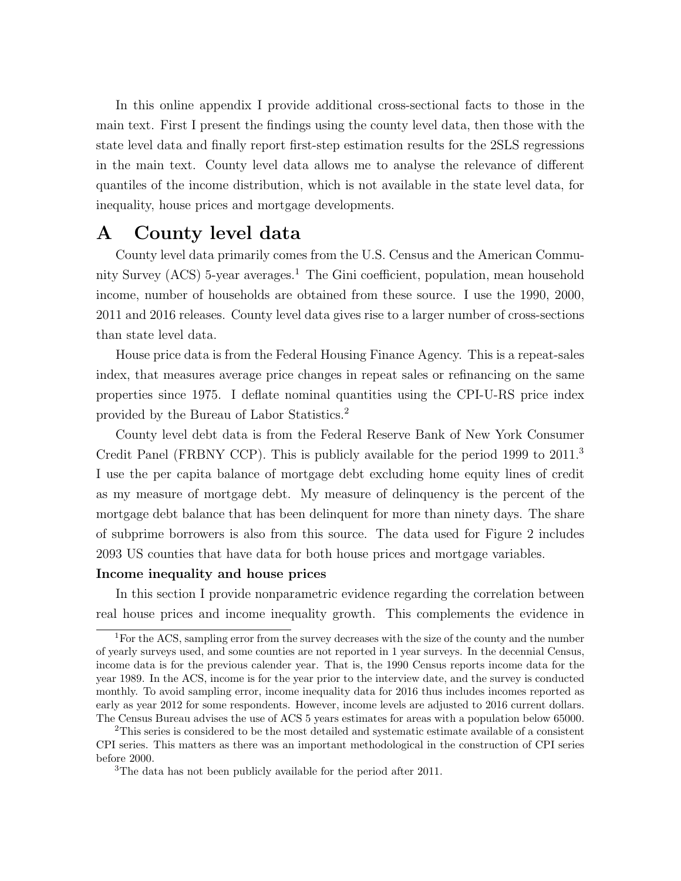In this online appendix I provide additional cross-sectional facts to those in the main text. First I present the findings using the county level data, then those with the state level data and finally report first-step estimation results for the 2SLS regressions in the main text. County level data allows me to analyse the relevance of different quantiles of the income distribution, which is not available in the state level data, for inequality, house prices and mortgage developments.

# A County level data

County level data primarily comes from the U.S. Census and the American Community Survey (ACS) 5-year averages.[1] The Gini coefficient, population, mean household income, number of households are obtained from these source. I use the 1990, 2000, 2011 and 2016 releases. County level data gives rise to a larger number of cross-sections than state level data.

House price data is from the Federal Housing Finance Agency. This is a repeat-sales index, that measures average price changes in repeat sales or refinancing on the same properties since 1975. I deflate nominal quantities using the CPI-U-RS price index provided by the Bureau of Labor Statistics.[2]

County level debt data is from the Federal Reserve Bank of New York Consumer Credit Panel (FRBNY CCP). This is publicly available for the period 1999 to 2011.[3] I use the per capita balance of mortgage debt excluding home equity lines of credit as my measure of mortgage debt. My measure of delinquency is the percent of the mortgage debt balance that has been delinquent for more than ninety days. The share of subprime borrowers is also from this source. The data used for Figure 2 includes 2093 US counties that have data for both house prices and mortgage variables.

**Income inequality and house prices**

In this section I provide nonparametric evidence regarding the correlation between real house prices and income inequality growth. This complements the evidence in

[1] For the ACS, sampling error from the survey decreases with the size of the county and the number of yearly surveys used, and some counties are not reported in 1 year surveys. In the decennial Census, income data is for the previous calender year. That is, the 1990 Census reports income data for the year 1989. In the ACS, income is for the year prior to the interview date, and the survey is conducted monthly. To avoid sampling error, income inequality data for 2016 thus includes incomes reported as early as year 2012 for some respondents. However, income levels are adjusted to 2016 current dollars. The Census Bureau advises the use of ACS 5 years estimates for areas with a population below 65000.

[2] This series is considered to be the most detailed and systematic estimate available of a consistent CPI series. This matters as there was an important methodological in the construction of CPI series before 2000.

[3] The data has not been publicly available for the period after 2011.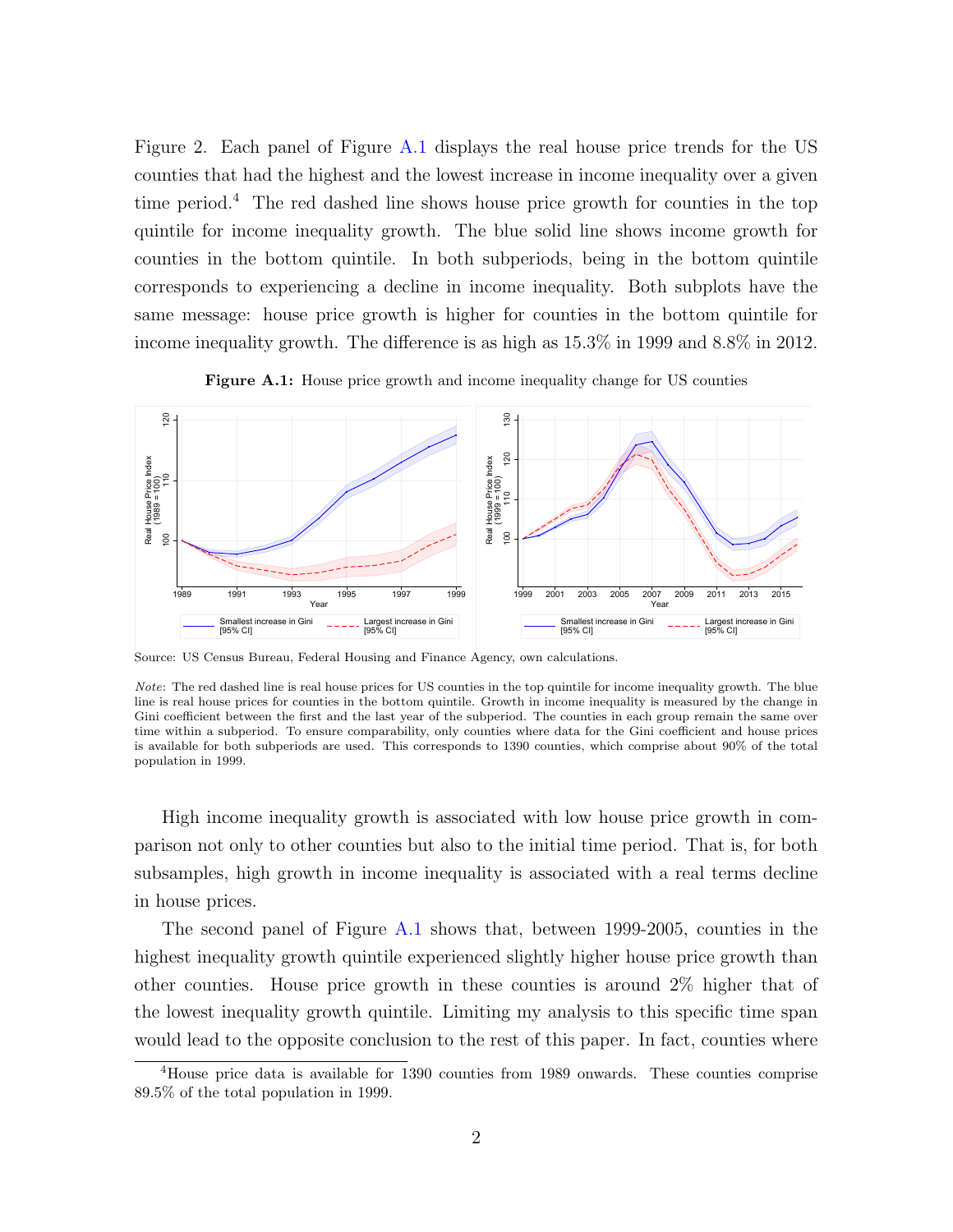Figure 2. Each panel of Figure A.1 displays the real house price trends for the US counties that had the highest and the lowest increase in income inequality over a given time period.[4] The red dashed line shows house price growth for counties in the top quintile for income inequality growth. The blue solid line shows income growth for counties in the bottom quintile. In both subperiods, being in the bottom quintile corresponds to experiencing a decline in income inequality. Both subplots have the same message: house price growth is higher for counties in the bottom quintile for income inequality growth. The difference is as high as 15.3% in 1999 and 8.8% in 2012.

**Figure A.1:** House price growth and income inequality change for US counties

Source: US Census Bureau, Federal Housing and Finance Agency, own calculations.

*Note*: The red dashed line is real house prices for US counties in the top quintile for income inequality growth. The blue line is real house prices for counties in the bottom quintile. Growth in income inequality is measured by the change in Gini coefficient between the first and the last year of the subperiod. The counties in each group remain the same over time within a subperiod. To ensure comparability, only counties where data for the Gini coefficient and house prices is available for both subperiods are used. This corresponds to 1390 counties, which comprise about 90% of the total population in 1999.

High income inequality growth is associated with low house price growth in comparison not only to other counties but also to the initial time period. That is, for both subsamples, high growth in income inequality is associated with a real terms decline in house prices.

The second panel of Figure A.1 shows that, between 1999-2005, counties in the highest inequality growth quintile experienced slightly higher house price growth than other counties. House price growth in these counties is around 2% higher that of the lowest inequality growth quintile. Limiting my analysis to this specific time span would lead to the opposite conclusion to the rest of this paper. In fact, counties where

[4] House price data is available for 1390 counties from 1989 onwards. These counties comprise 89.5% of the total population in 1999.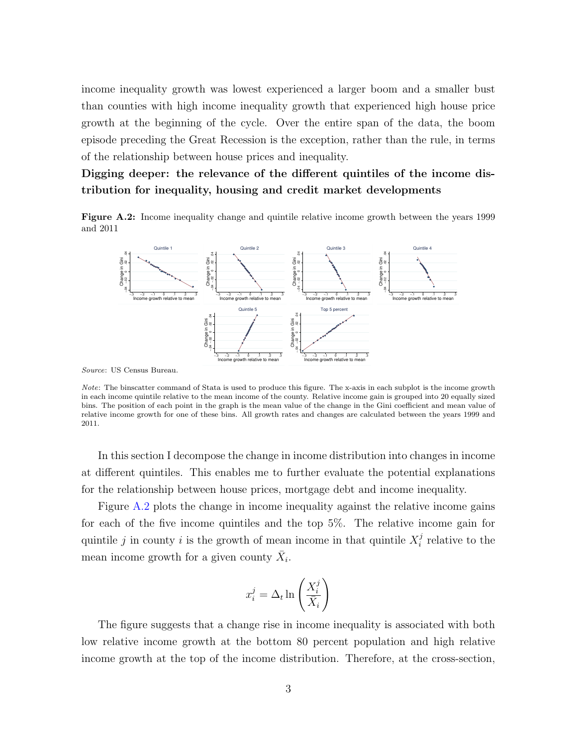income inequality growth was lowest experienced a larger boom and a smaller bust than counties with high income inequality growth that experienced high house price growth at the beginning of the cycle. Over the entire span of the data, the boom episode preceding the Great Recession is the exception, rather than the rule, in terms of the relationship between house prices and inequality.

### Digging deeper: the relevance of the different quintiles of the income distribution for inequality, housing and credit market developments

**Figure A.2:** Income inequality change and quintile relative income growth between the years 1999 and 2011

*Source*: US Census Bureau.

*Note*: The binscatter command of Stata is used to produce this figure. The x-axis in each subplot is the income growth in each income quintile relative to the mean income of the county. Relative income gain is grouped into 20 equally sized bins. The position of each point in the graph is the mean value of the change in the Gini coefficient and mean value of relative income growth for one of these bins. All growth rates and changes are calculated between the years 1999 and 2011.

In this section I decompose the change in income distribution into changes in income at different quintiles. This enables me to further evaluate the potential explanations for the relationship between house prices, mortgage debt and income inequality.

Figure A.2 plots the change in income inequality against the relative income gains for each of the five income quintiles and the top 5%. The relative income gain for quintile $j$ in county $i$ is the growth of mean income in that quintile $X_i^j$ relative to the mean income growth for a given county $\bar{X}_i$.

$$x_i^j = \Delta_t \ln \left( \frac{X_i^j}{\bar{X}_i} \right)$$

The figure suggests that a change rise in income inequality is associated with both low relative income growth at the bottom 80 percent population and high relative income growth at the top of the income distribution. Therefore, at the cross-section,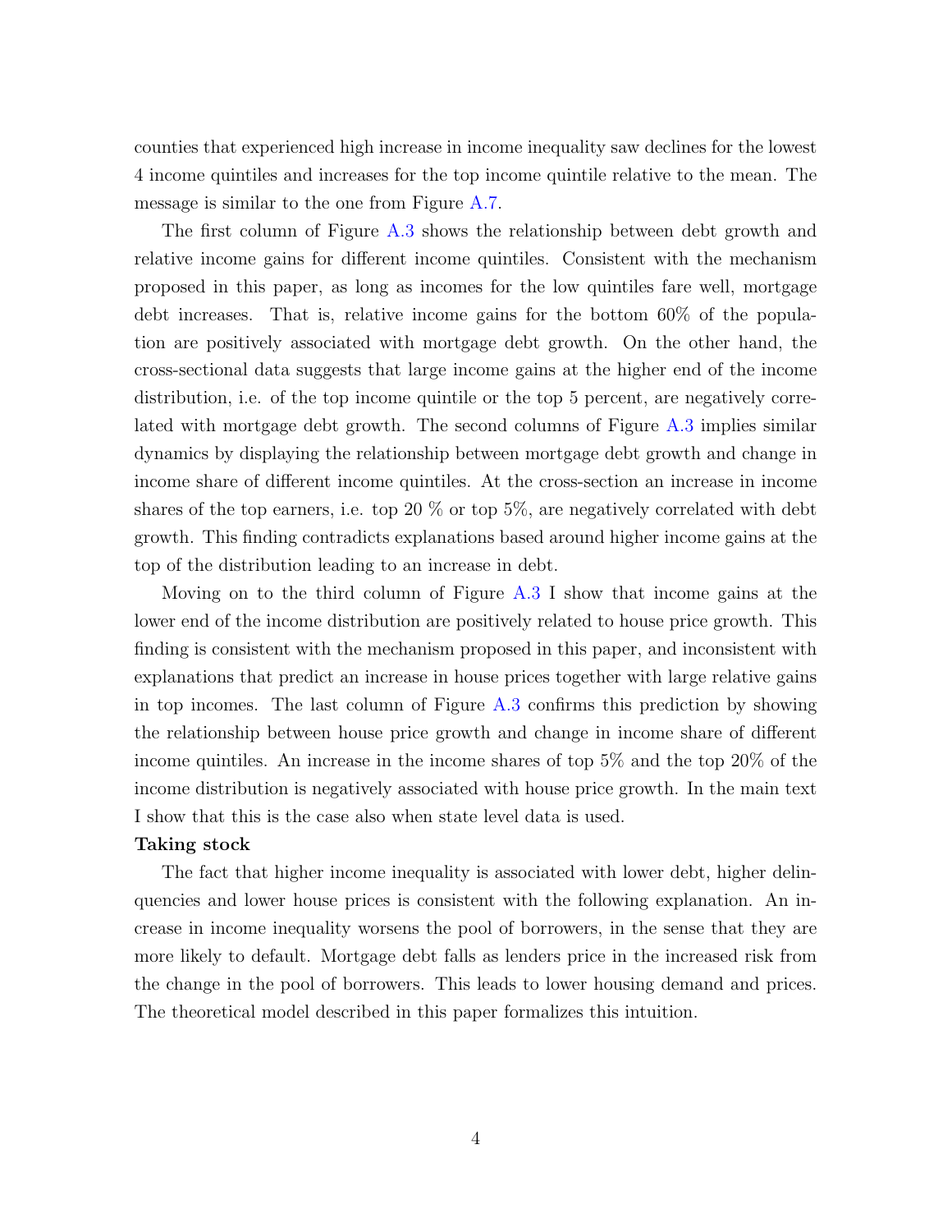counties that experienced high increase in income inequality saw declines for the lowest 4 income quintiles and increases for the top income quintile relative to the mean. The message is similar to the one from Figure A.7.

The first column of Figure A.3 shows the relationship between debt growth and relative income gains for different income quintiles. Consistent with the mechanism proposed in this paper, as long as incomes for the low quintiles fare well, mortgage debt increases. That is, relative income gains for the bottom 60% of the population are positively associated with mortgage debt growth. On the other hand, the cross-sectional data suggests that large income gains at the higher end of the income distribution, i.e. of the top income quintile or the top 5 percent, are negatively correlated with mortgage debt growth. The second columns of Figure A.3 implies similar dynamics by displaying the relationship between mortgage debt growth and change in income share of different income quintiles. At the cross-section an increase in income shares of the top earners, i.e. top 20 % or top 5%, are negatively correlated with debt growth. This finding contradicts explanations based around higher income gains at the top of the distribution leading to an increase in debt.

Moving on to the third column of Figure A.3 I show that income gains at the lower end of the income distribution are positively related to house price growth. This finding is consistent with the mechanism proposed in this paper, and inconsistent with explanations that predict an increase in house prices together with large relative gains in top incomes. The last column of Figure A.3 confirms this prediction by showing the relationship between house price growth and change in income share of different income quintiles. An increase in the income shares of top 5% and the top 20% of the income distribution is negatively associated with house price growth. In the main text I show that this is the case also when state level data is used.

**Taking stock**

The fact that higher income inequality is associated with lower debt, higher delinquencies and lower house prices is consistent with the following explanation. An increase in income inequality worsens the pool of borrowers, in the sense that they are more likely to default. Mortgage debt falls as lenders price in the increased risk from the change in the pool of borrowers. This leads to lower housing demand and prices. The theoretical model described in this paper formalizes this intuition.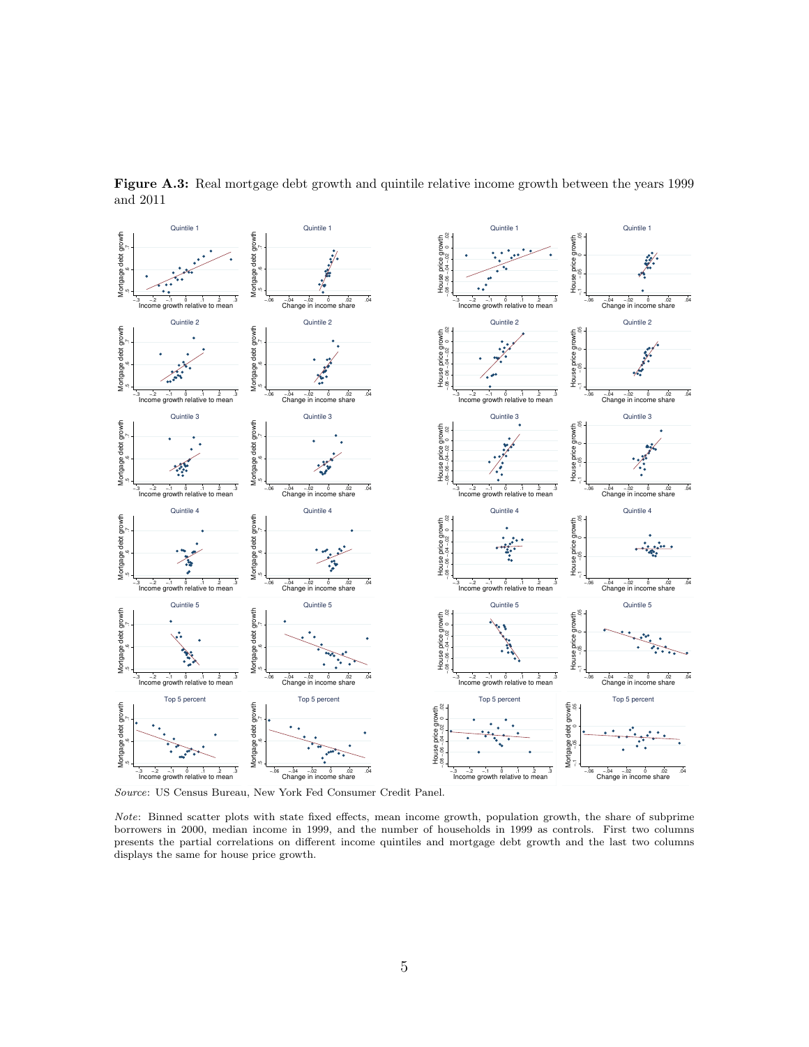**Figure A.3:** Real mortgage debt growth and quintile relative income growth between the years 1999 and 2011

*Source*: US Census Bureau, New York Fed Consumer Credit Panel.

*Note*: Binned scatter plots with state fixed effects, mean income growth, population growth, the share of subprime borrowers in 2000, median income in 1999, and the number of households in 1999 as controls. First two columns presents the partial correlations on different income quintiles and mortgage debt growth and the last two columns displays the same for house price growth.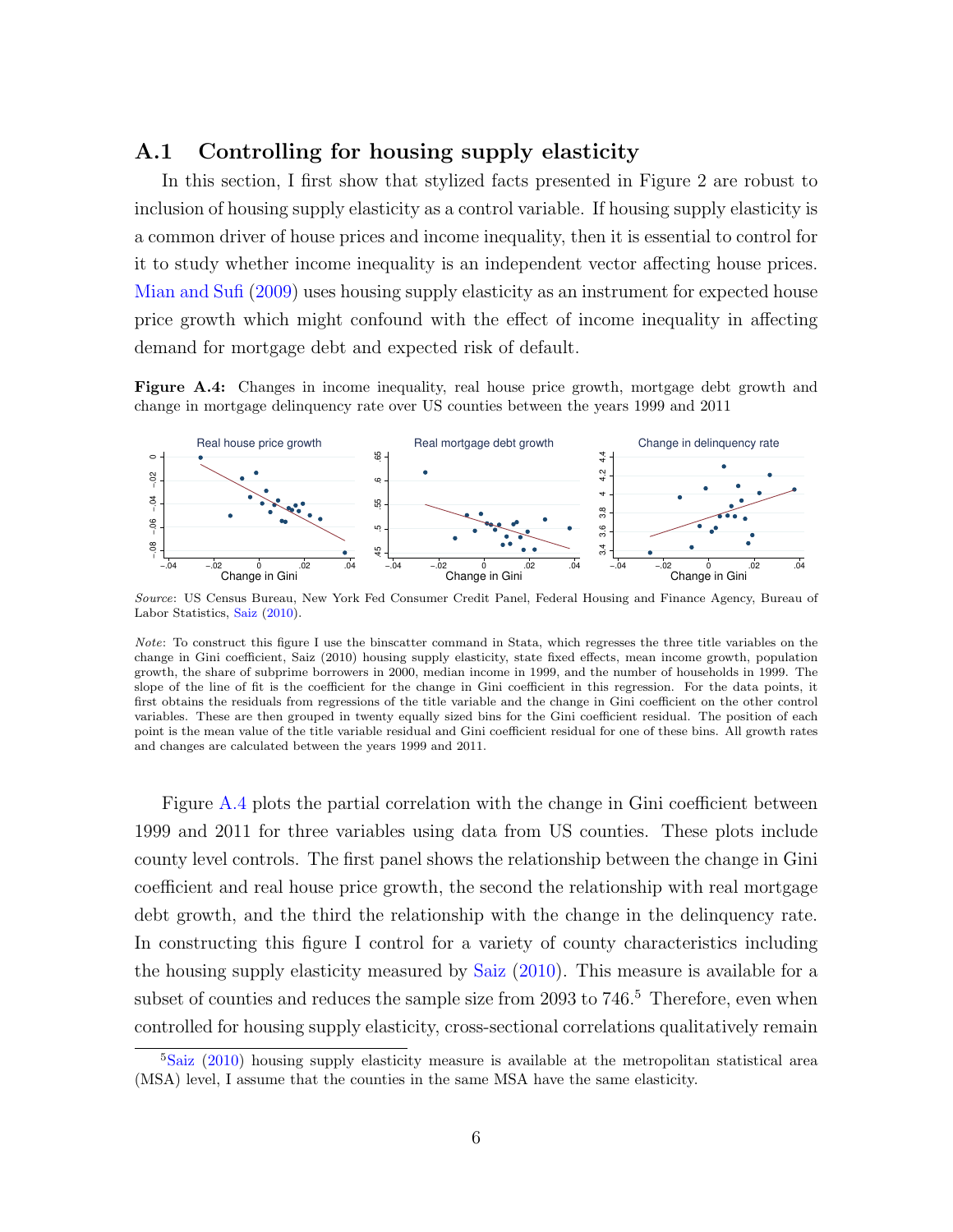### A.1 Controlling for housing supply elasticity

In this section, I first show that stylized facts presented in Figure 2 are robust to inclusion of housing supply elasticity as a control variable. If housing supply elasticity is a common driver of house prices and income inequality, then it is essential to control for it to study whether income inequality is an independent vector affecting house prices. Mian and Sufi (2009) uses housing supply elasticity as an instrument for expected house price growth which might confound with the effect of income inequality in affecting demand for mortgage debt and expected risk of default.

**Figure A.4:** Changes in income inequality, real house price growth, mortgage debt growth and change in mortgage delinquency rate over US counties between the years 1999 and 2011

*Source*: US Census Bureau, New York Fed Consumer Credit Panel, Federal Housing and Finance Agency, Bureau of Labor Statistics, Saiz (2010).

*Note*: To construct this figure I use the binscatter command in Stata, which regresses the three title variables on the change in Gini coefficient, Saiz (2010) housing supply elasticity, state fixed effects, mean income growth, population growth, the share of subprime borrowers in 2000, median income in 1999, and the number of households in 1999. The slope of the line of fit is the coefficient for the change in Gini coefficient in this regression. For the data points, it first obtains the residuals from regressions of the title variable and the change in Gini coefficient on the other control variables. These are then grouped in twenty equally sized bins for the Gini coefficient residual. The position of each point is the mean value of the title variable residual and Gini coefficient residual for one of these bins. All growth rates and changes are calculated between the years 1999 and 2011.

Figure A.4 plots the partial correlation with the change in Gini coefficient between 1999 and 2011 for three variables using data from US counties. These plots include county level controls. The first panel shows the relationship between the change in Gini coefficient and real house price growth, the second the relationship with real mortgage debt growth, and the third the relationship with the change in the delinquency rate. In constructing this figure I control for a variety of county characteristics including the housing supply elasticity measured by Saiz (2010). This measure is available for a subset of counties and reduces the sample size from 2093 to 746.[5] Therefore, even when controlled for housing supply elasticity, cross-sectional correlations qualitatively remain

[5] Saiz (2010) housing supply elasticity measure is available at the metropolitan statistical area (MSA) level, I assume that the counties in the same MSA have the same elasticity.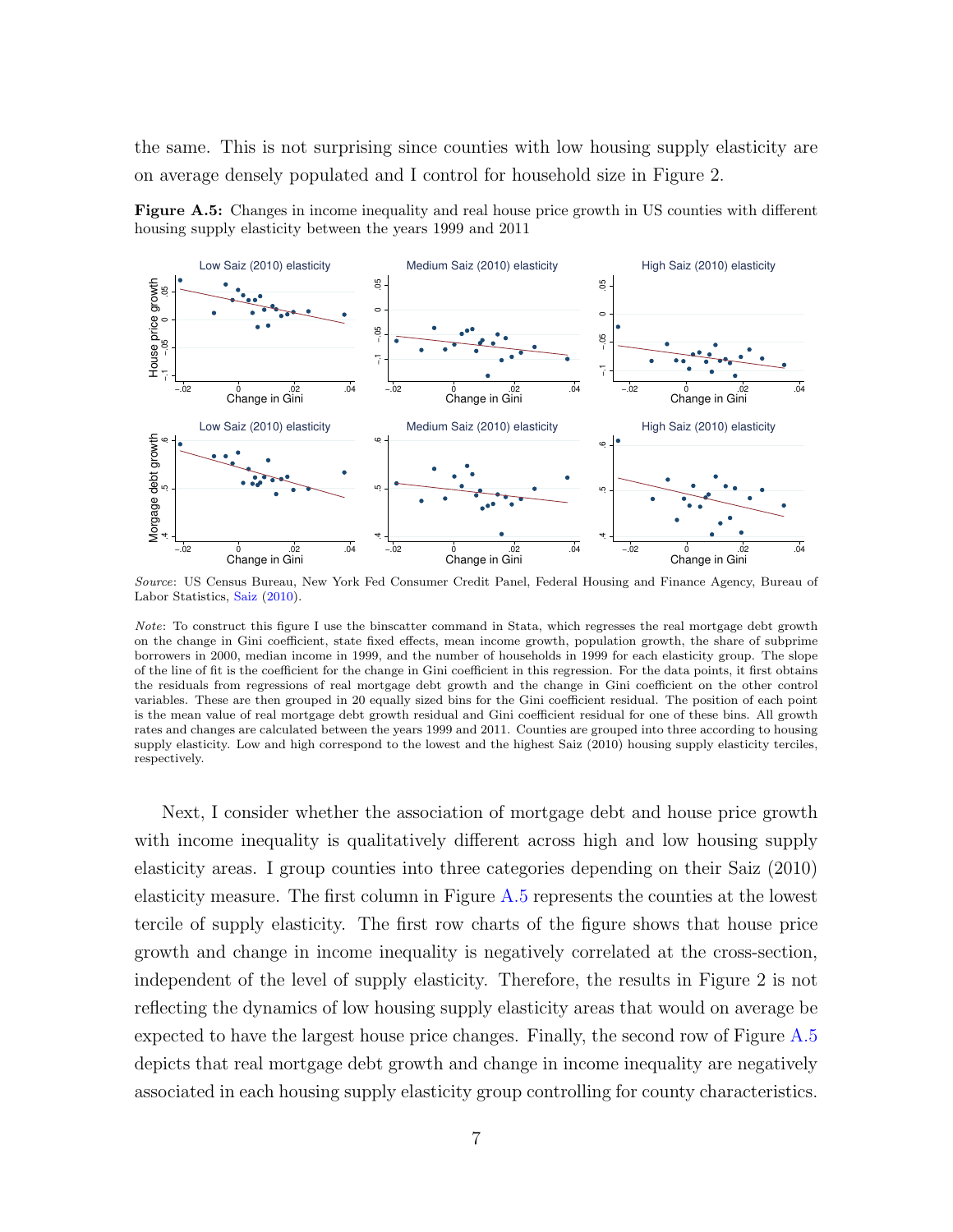the same. This is not surprising since counties with low housing supply elasticity are on average densely populated and I control for household size in Figure 2.

**Figure A.5:** Changes in income inequality and real house price growth in US counties with different housing supply elasticity between the years 1999 and 2011

*Source*: US Census Bureau, New York Fed Consumer Credit Panel, Federal Housing and Finance Agency, Bureau of Labor Statistics, Saiz (2010).

*Note*: To construct this figure I use the binscatter command in Stata, which regresses the real mortgage debt growth on the change in Gini coefficient, state fixed effects, mean income growth, population growth, the share of subprime borrowers in 2000, median income in 1999, and the number of households in 1999 for each elasticity group. The slope of the line of fit is the coefficient for the change in Gini coefficient in this regression. For the data points, it first obtains the residuals from regressions of real mortgage debt growth and the change in Gini coefficient on the other control variables. These are then grouped in 20 equally sized bins for the Gini coefficient residual. The position of each point is the mean value of real mortgage debt growth residual and Gini coefficient residual for one of these bins. All growth rates and changes are calculated between the years 1999 and 2011. Counties are grouped into three according to housing supply elasticity. Low and high correspond to the lowest and the highest Saiz (2010) housing supply elasticity terciles, respectively.

Next, I consider whether the association of mortgage debt and house price growth with income inequality is qualitatively different across high and low housing supply elasticity areas. I group counties into three categories depending on their Saiz (2010) elasticity measure. The first column in Figure A.5 represents the counties at the lowest tercile of supply elasticity. The first row charts of the figure shows that house price growth and change in income inequality is negatively correlated at the cross-section, independent of the level of supply elasticity. Therefore, the results in Figure 2 is not reflecting the dynamics of low housing supply elasticity areas that would on average be expected to have the largest house price changes. Finally, the second row of Figure A.5 depicts that real mortgage debt growth and change in income inequality are negatively associated in each housing supply elasticity group controlling for county characteristics.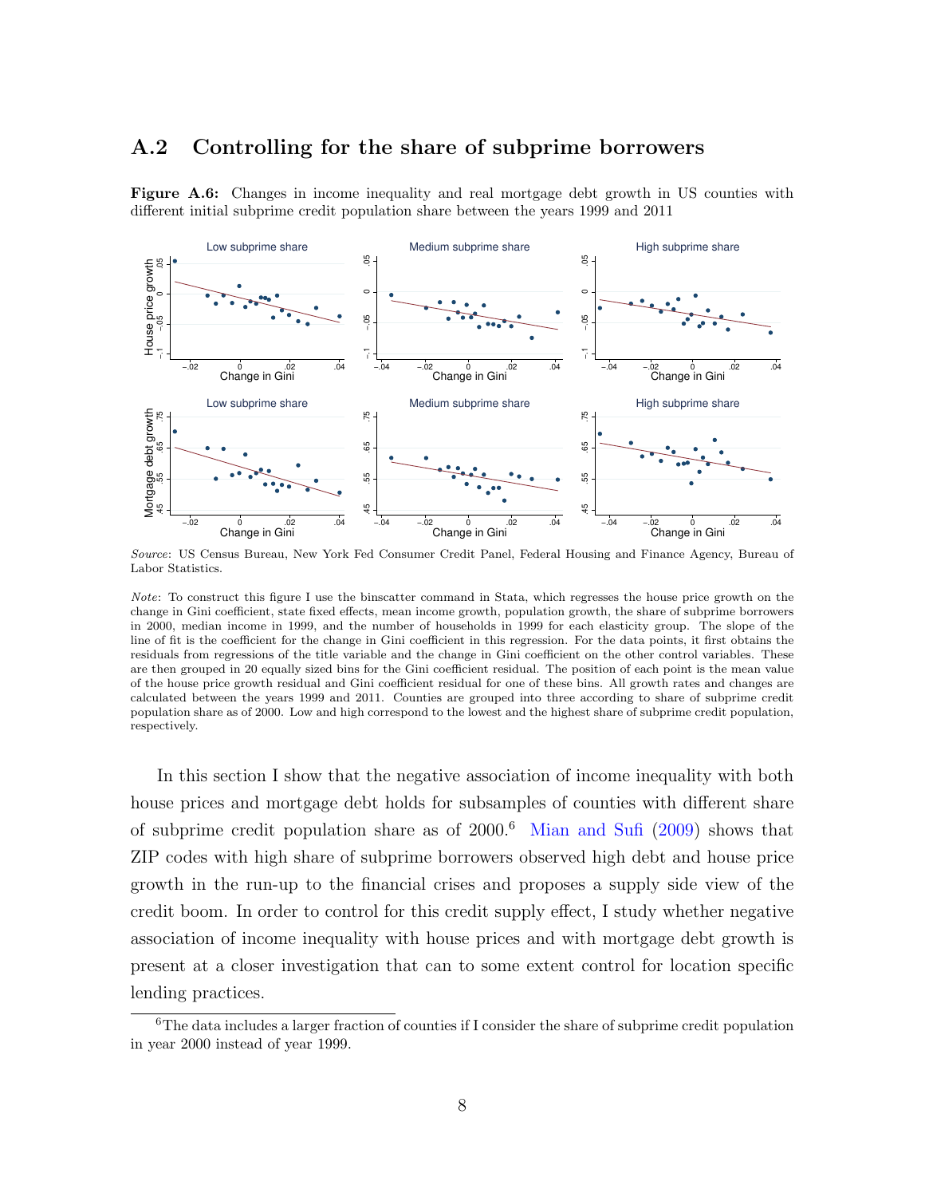## A.2 Controlling for the share of subprime borrowers

**Figure A.6:** Changes in income inequality and real mortgage debt growth in US counties with different initial subprime credit population share between the years 1999 and 2011

*Source*: US Census Bureau, New York Fed Consumer Credit Panel, Federal Housing and Finance Agency, Bureau of Labor Statistics.

*Note*: To construct this figure I use the binscatter command in Stata, which regresses the house price growth on the change in Gini coefficient, state fixed effects, mean income growth, population growth, the share of subprime borrowers in 2000, median income in 1999, and the number of households in 1999 for each elasticity group. The slope of the line of fit is the coefficient for the change in Gini coefficient in this regression. For the data points, it first obtains the residuals from regressions of the title variable and the change in Gini coefficient on the other control variables. These are then grouped in 20 equally sized bins for the Gini coefficient residual. The position of each point is the mean value of the house price growth residual and Gini coefficient residual for one of these bins. All growth rates and changes are calculated between the years 1999 and 2011. Counties are grouped into three according to share of subprime credit population share as of 2000. Low and high correspond to the lowest and the highest share of subprime credit population, respectively.

In this section I show that the negative association of income inequality with both house prices and mortgage debt holds for subsamples of counties with different share of subprime credit population share as of 2000.[6] Mian and Sufi (2009) shows that ZIP codes with high share of subprime borrowers observed high debt and house price growth in the run-up to the financial crises and proposes a supply side view of the credit boom. In order to control for this credit supply effect, I study whether negative association of income inequality with house prices and with mortgage debt growth is present at a closer investigation that can to some extent control for location specific lending practices.

[6] The data includes a larger fraction of counties if I consider the share of subprime credit population in year 2000 instead of year 1999.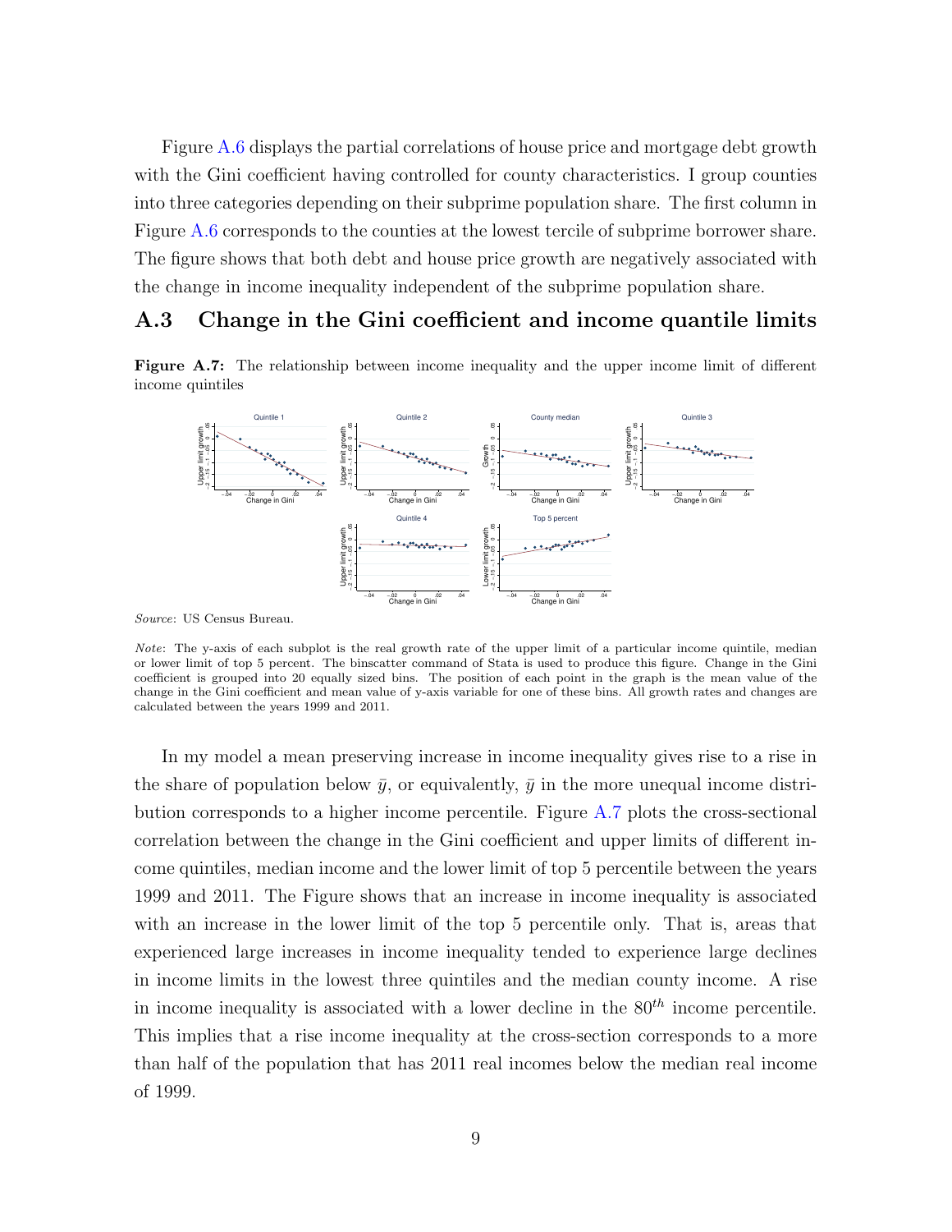Figure A.6 displays the partial correlations of house price and mortgage debt growth with the Gini coefficient having controlled for county characteristics. I group counties into three categories depending on their subprime population share. The first column in Figure A.6 corresponds to the counties at the lowest tercile of subprime borrower share. The figure shows that both debt and house price growth are negatively associated with the change in income inequality independent of the subprime population share.

## A.3 Change in the Gini coefficient and income quantile limits

**Figure A.7:** The relationship between income inequality and the upper income limit of different income quintiles

*Source*: US Census Bureau.

*Note*: The y-axis of each subplot is the real growth rate of the upper limit of a particular income quintile, median or lower limit of top 5 percent. The binscatter command of Stata is used to produce this figure. Change in the Gini coefficient is grouped into 20 equally sized bins. The position of each point in the graph is the mean value of the change in the Gini coefficient and mean value of y-axis variable for one of these bins. All growth rates and changes are calculated between the years 1999 and 2011.

In my model a mean preserving increase in income inequality gives rise to a rise in the share of population below $\bar{y}$, or equivalently, $\bar{y}$ in the more unequal income distribution corresponds to a higher income percentile. Figure A.7 plots the cross-sectional correlation between the change in the Gini coefficient and upper limits of different income quintiles, median income and the lower limit of top 5 percentile between the years 1999 and 2011. The Figure shows that an increase in income inequality is associated with an increase in the lower limit of the top 5 percentile only. That is, areas that experienced large increases in income inequality tended to experience large declines in income limits in the lowest three quintiles and the median county income. A rise in income inequality is associated with a lower decline in the $80^{th}$ income percentile. This implies that a rise income inequality at the cross-section corresponds to a more than half of the population that has 2011 real incomes below the median real income of 1999.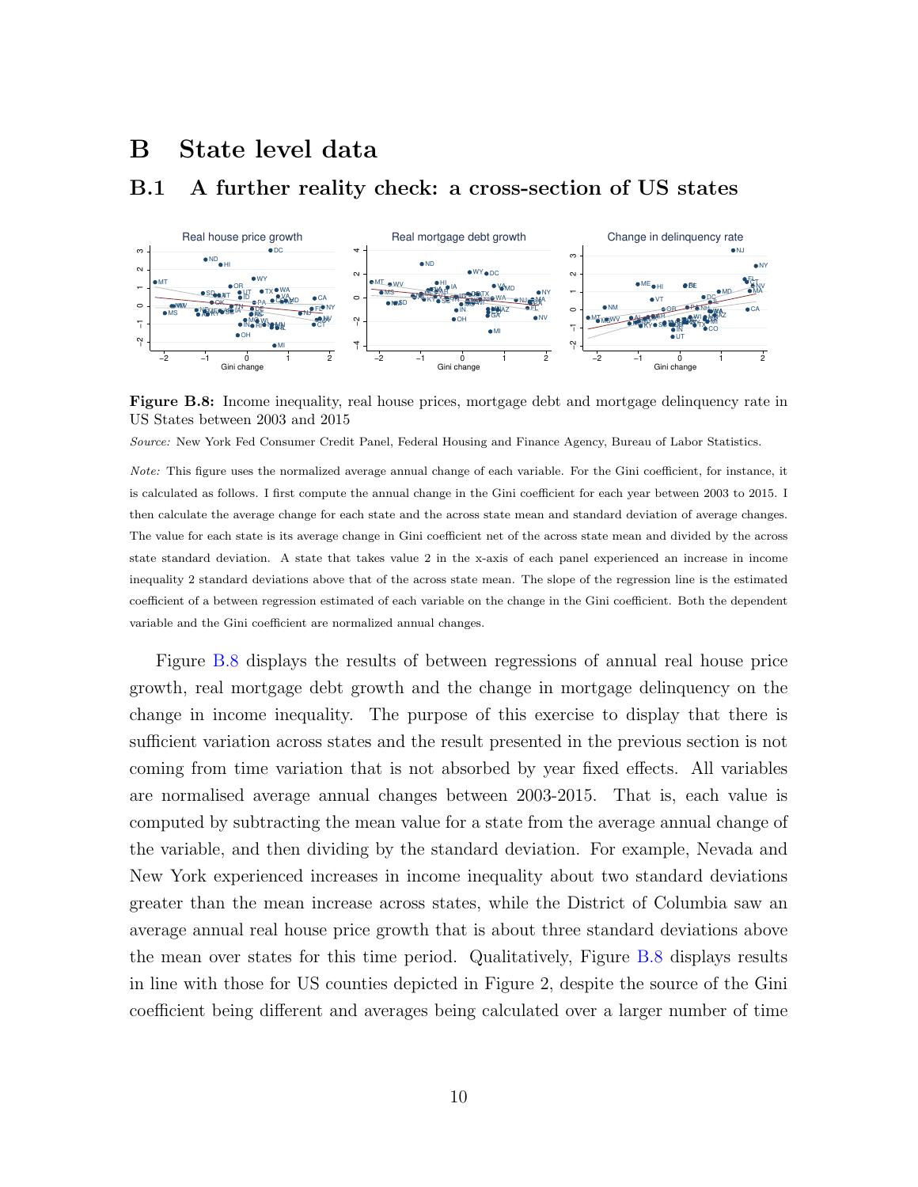# B State level data

## B.1 A further reality check: a cross-section of US states

**Figure B.8:** Income inequality, real house prices, mortgage debt and mortgage delinquency rate in US States between 2003 and 2015

*Source:* New York Fed Consumer Credit Panel, Federal Housing and Finance Agency, Bureau of Labor Statistics.

*Note:* This figure uses the normalized average annual change of each variable. For the Gini coefficient, for instance, it is calculated as follows. I first compute the annual change in the Gini coefficient for each year between 2003 to 2015. I then calculate the average change for each state and the across state mean and standard deviation of average changes. The value for each state is its average change in Gini coefficient net of the across state mean and divided by the across state standard deviation. A state that takes value 2 in the x-axis of each panel experienced an increase in income inequality 2 standard deviations above that of the across state mean. The slope of the regression line is the estimated coefficient of a between regression estimated of each variable on the change in the Gini coefficient. Both the dependent variable and the Gini coefficient are normalized annual changes.

Figure B.8 displays the results of between regressions of annual real house price growth, real mortgage debt growth and the change in mortgage delinquency on the change in income inequality. The purpose of this exercise to display that there is sufficient variation across states and the result presented in the previous section is not coming from time variation that is not absorbed by year fixed effects. All variables are normalised average annual changes between 2003-2015. That is, each value is computed by subtracting the mean value for a state from the average annual change of the variable, and then dividing by the standard deviation. For example, Nevada and New York experienced increases in income inequality about two standard deviations greater than the mean increase across states, while the District of Columbia saw an average annual real house price growth that is about three standard deviations above the mean over states for this time period. Qualitatively, Figure B.8 displays results in line with those for US counties depicted in Figure 2, despite the source of the Gini coefficient being different and averages being calculated over a larger number of time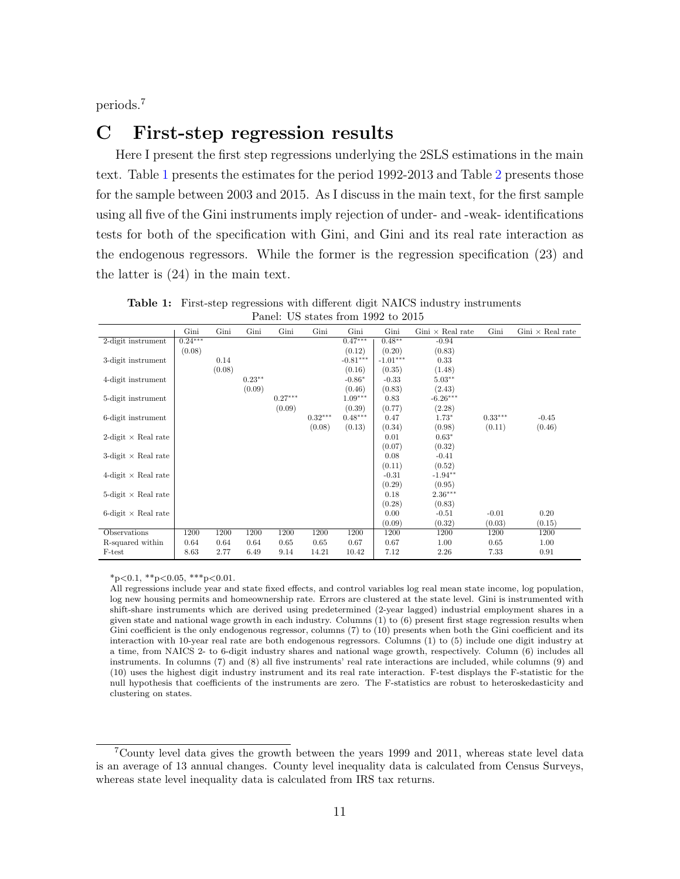periods.[7]

# C First-step regression results

Here I present the first step regressions underlying the 2SLS estimations in the main text. Table 1 presents the estimates for the period 1992-2013 and Table 2 presents those for the sample between 2003 and 2015. As I discuss in the main text, for the first sample using all five of the Gini instruments imply rejection of under- and -weak- identifications tests for both of the specification with Gini, and Gini and its real rate interaction as the endogenous regressors. While the former is the regression specification (23) and the latter is (24) in the main text.

**Table 1:** First-step regressions with different digit NAICS industry instruments
Panel: US states from 1992 to 2015

| | Gini | Gini | Gini | Gini | Gini | Gini | Gini | Gini × Real rate | Gini | Gini × Real rate |
|---|---|---|---|---|---|---|---|---|---|---|
| 2-digit instrument | 0.24*** | | | | | 0.47*** | 0.48** | -0.94 | | |
| | (0.08) | | | | | (0.12) | (0.20) | (0.83) | | |
| 3-digit instrument | | 0.14 | | | | -0.81*** | -1.01*** | 0.33 | | |
| | | (0.08) | | | | (0.16) | (0.35) | (1.48) | | |
| 4-digit instrument | | | 0.23** | | | -0.86* | -0.33 | 5.03** | | |
| | | | (0.09) | | | (0.46) | (0.83) | (2.43) | | |
| 5-digit instrument | | | | 0.27*** | | 1.09*** | 0.83 | -6.26*** | | |
| | | | | (0.09) | | (0.39) | (0.77) | (2.28) | | |
| 6-digit instrument | | | | | 0.32*** | 0.48*** | 0.47 | 1.73* | 0.33*** | -0.45 |
| | | | | | (0.08) | (0.13) | (0.34) | (0.98) | (0.11) | (0.46) |
| 2-digit × Real rate | | | | | | | 0.01 | 0.63* | | |
| | | | | | | | (0.07) | (0.32) | | |
| 3-digit × Real rate | | | | | | | 0.08 | -0.41 | | |
| | | | | | | | (0.11) | (0.52) | | |
| 4-digit × Real rate | | | | | | | -0.31 | -1.94** | | |
| | | | | | | | (0.29) | (0.95) | | |
| 5-digit × Real rate | | | | | | | 0.18 | 2.36*** | | |
| | | | | | | | (0.28) | (0.83) | | |
| 6-digit × Real rate | | | | | | | 0.00 | -0.51 | -0.01 | 0.20 |
| | | | | | | | (0.09) | (0.32) | (0.03) | (0.15) |
| Observations | 1200 | 1200 | 1200 | 1200 | 1200 | 1200 | 1200 | 1200 | 1200 | 1200 |
| R-squared within | 0.64 | 0.64 | 0.64 | 0.65 | 0.65 | 0.67 | 0.67 | 1.00 | 0.65 | 1.00 |
| F-test | 8.63 | 2.77 | 6.49 | 9.14 | 14.21 | 10.42 | 7.12 | 2.26 | 7.33 | 0.91 |

*p<0.1, **p<0.05, ***p<0.01.
All regressions include year and state fixed effects, and control variables log real mean state income, log population, log new housing permits and homeownership rate. Errors are clustered at the state level. Gini is instrumented with shift-share instruments which are derived using predetermined (2-year lagged) industrial employment shares in a given state and national wage growth in each industry. Columns (1) to (6) present first stage regression results when Gini coefficient is the only endogenous regressor, columns (7) to (10) presents when both the Gini coefficient and its interaction with 10-year real rate are both endogenous regressors. Columns (1) to (5) include one digit industry at a time, from NAICS 2- to 6-digit industry shares and national wage growth, respectively. Column (6) includes all instruments. In columns (7) and (8) all five instruments' real rate interactions are included, while columns (9) and (10) uses the highest digit industry instrument and its real rate interaction. F-test displays the F-statistic for the null hypothesis that coefficients of the instruments are zero. The F-statistics are robust to heteroskedasticity and clustering on states.

[7] County level data gives the growth between the years 1999 and 2011, whereas state level data is an average of 13 annual changes. County level inequality data is calculated from Census Surveys, whereas state level inequality data is calculated from IRS tax returns.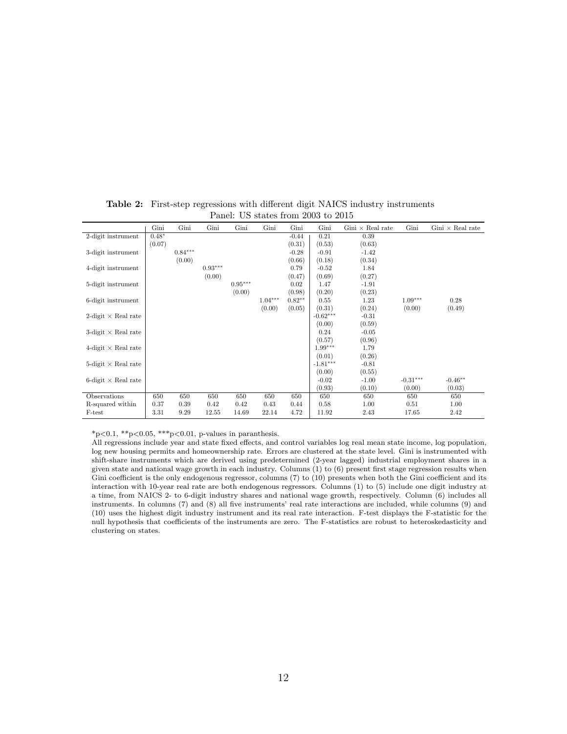**Table 2:** First-step regressions with different digit NAICS industry instruments

Panel: US states from 2003 to 2015

| | Gini | Gini | Gini | Gini | Gini | Gini | Gini | Gini × Real rate | Gini | Gini × Real rate |
|---|---|---|---|---|---|---|---|---|---|---|
| 2-digit instrument | 0.48* | | | | | -0.44 | 0.21 | 0.39 | | |
| | (0.07) | | | | | (0.31) | (0.53) | (0.63) | | |
| 3-digit instrument | | 0.84*** | | | | -0.28 | -0.91 | -1.42 | | |
| | | (0.00) | | | | (0.66) | (0.18) | (0.34) | | |
| 4-digit instrument | | | 0.93*** | | | 0.79 | -0.52 | 1.84 | | |
| | | | (0.00) | | | (0.47) | (0.69) | (0.27) | | |
| 5-digit instrument | | | | 0.95*** | | 0.02 | 1.47 | -1.91 | | |
| | | | | (0.00) | | (0.98) | (0.20) | (0.23) | | |
| 6-digit instrument | | | | | 1.04*** | 0.82** | 0.55 | 1.23 | 1.09*** | 0.28 |
| | | | | | (0.00) | (0.05) | (0.31) | (0.24) | (0.00) | (0.49) |
| 2-digit × Real rate | | | | | | | -0.62*** | -0.31 | | |
| | | | | | | | (0.00) | (0.59) | | |
| 3-digit × Real rate | | | | | | | 0.24 | -0.05 | | |
| | | | | | | | (0.57) | (0.96) | | |
| 4-digit × Real rate | | | | | | | 1.99*** | 1.79 | | |
| | | | | | | | (0.01) | (0.26) | | |
| 5-digit × Real rate | | | | | | | -1.81*** | -0.81 | | |
| | | | | | | | (0.00) | (0.55) | | |
| 6-digit × Real rate | | | | | | | -0.02 | -1.00 | -0.31*** | -0.46** |
| | | | | | | | (0.93) | (0.10) | (0.00) | (0.03) |
| Observations | 650 | 650 | 650 | 650 | 650 | 650 | 650 | 650 | 650 | 650 |
| R-squared within | 0.37 | 0.39 | 0.42 | 0.42 | 0.43 | 0.44 | 0.58 | 1.00 | 0.51 | 1.00 |
| F-test | 3.31 | 9.29 | 12.55 | 14.69 | 22.14 | 4.72 | 11.92 | 2.43 | 17.65 | 2.42 |

*p<0.1, **p<0.05, ***p<0.01, p-values in paranthesis.

All regressions include year and state fixed effects, and control variables log real mean state income, log population, log new housing permits and homeownership rate. Errors are clustered at the state level. Gini is instrumented with shift-share instruments which are derived using predetermined (2-year lagged) industrial employment shares in a given state and national wage growth in each industry. Columns (1) to (6) present first stage regression results when Gini coefficient is the only endogenous regressor, columns (7) to (10) presents when both the Gini coefficient and its interaction with 10-year real rate are both endogenous regressors. Columns (1) to (5) include one digit industry at a time, from NAICS 2- to 6-digit industry shares and national wage growth, respectively. Column (6) includes all instruments. In columns (7) and (8) all five instruments' real rate interactions are included, while columns (9) and (10) uses the highest digit industry instrument and its real rate interaction. F-test displays the F-statistic for the null hypothesis that coefficients of the instruments are zero. The F-statistics are robust to heteroskedasticity and clustering on states.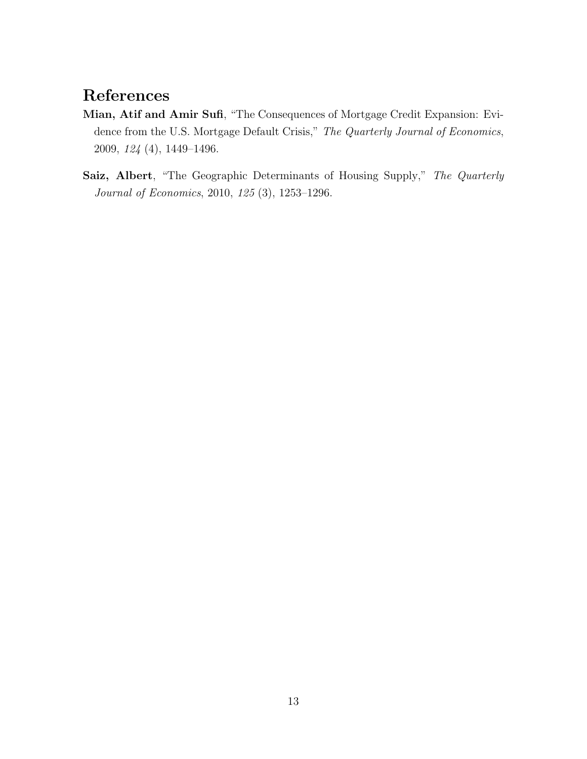# References

**Mian, Atif and Amir Sufi**, "The Consequences of Mortgage Credit Expansion: Evidence from the U.S. Mortgage Default Crisis," *The Quarterly Journal of Economics*, 2009, *124* (4), 1449–1496.

**Saiz, Albert**, "The Geographic Determinants of Housing Supply," *The Quarterly Journal of Economics*, 2010, *125* (3), 1253–1296.